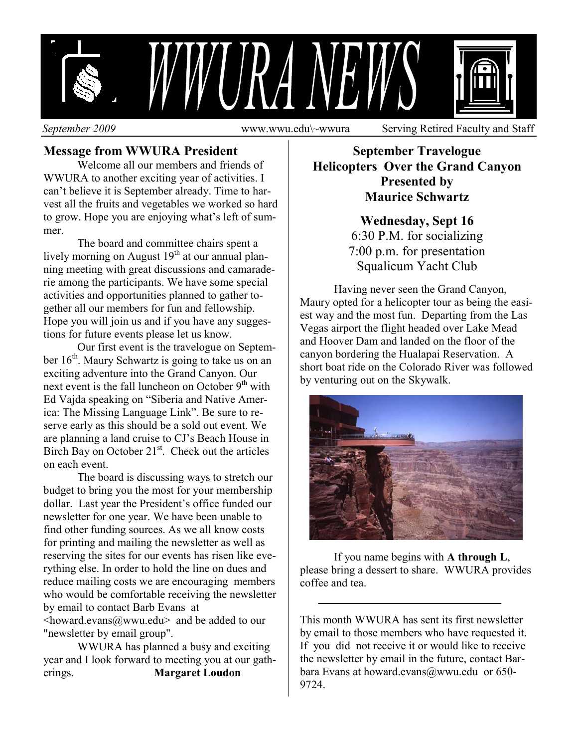# WWURA NEWS

*September 2009* www.wwu.edu\~wwura Serving Retired Faculty and Staff

## Message from WWURA President

Welcome all our members and friends of WWURA to another exciting year of activities. I can't believe it is September already. Time to harvest all the fruits and vegetables we worked so hard to grow. Hope you are enjoying what's left of summer.

The board and committee chairs spent a lively morning on August 19th at our annual planning meeting with great discussions and camaraderie among the participants. We have some special activities and opportunities planned to gather together all our members for fun and fellowship. Hope you will join us and if you have any suggestions for future events please let us know.

Our first event is the travelogue on September 16th. Maury Schwartz is going to take us on an exciting adventure into the Grand Canyon. Our next event is the fall luncheon on October 9th with Ed Vajda speaking on "Siberia and Native America: The Missing Language Link". Be sure to reserve early as this should be a sold out event. We are planning a land cruise to CJ's Beach House in Birch Bay on October 21st. Check out the articles on each event.

The board is discussing ways to stretch our budget to bring you the most for your membership dollar. Last year the President's office funded our newsletter for one year. We have been unable to find other funding sources. As we all know costs for printing and mailing the newsletter as well as reserving the sites for our events has risen like everything else. In order to hold the line on dues and reduce mailing costs we are encouraging members who would be comfortable receiving the newsletter by email to contact Barb Evans at <howard.evans@wwu.edu> and be added to our "newsletter by email group".

WWURA has planned a busy and exciting year and I look forward to meeting you at our gatherings. **Margaret Loudon**

## September Travelogue
## Helicopters Over the Grand Canyon
## Presented by Maurice Schwartz

**Wednesday, Sept 16**
6:30 P.M. for socializing
7:00 p.m. for presentation
Squalicum Yacht Club

Having never seen the Grand Canyon, Maury opted for a helicopter tour as being the easiest way and the most fun. Departing from the Las Vegas airport the flight headed over Lake Mead and Hoover Dam and landed on the floor of the canyon bordering the Hualapai Reservation. A short boat ride on the Colorado River was followed by venturing out on the Skywalk.

If you name begins with **A through L**, please bring a dessert to share. WWURA provides coffee and tea.

---

This month WWURA has sent its first newsletter by email to those members who have requested it. If you did not receive it or would like to receive the newsletter by email in the future, contact Barbara Evans at howard.evans@wwu.edu or 650-9724.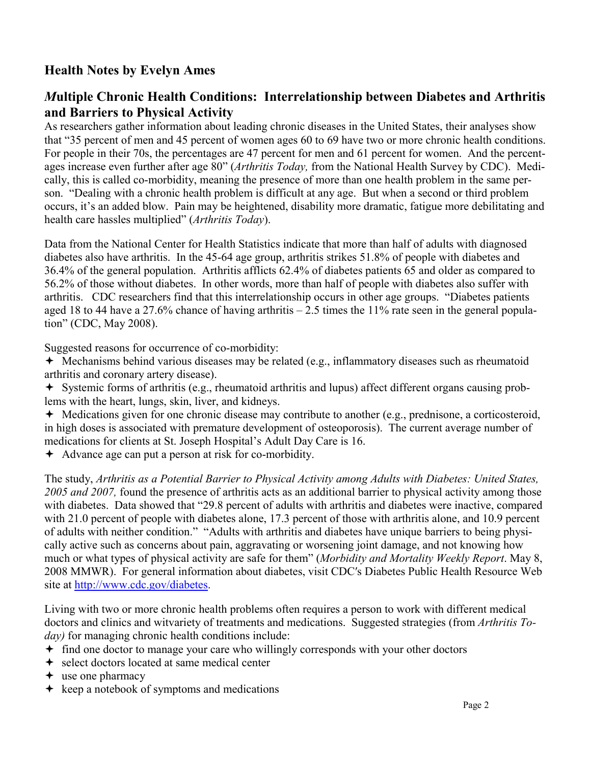## Health Notes by Evelyn Ames

### *M*ultiple Chronic Health Conditions: Interrelationship between Diabetes and Arthritis and Barriers to Physical Activity

As researchers gather information about leading chronic diseases in the United States, their analyses show that "35 percent of men and 45 percent of women ages 60 to 69 have two or more chronic health conditions. For people in their 70s, the percentages are 47 percent for men and 61 percent for women. And the percentages increase even further after age 80" (*Arthritis Today,* from the National Health Survey by CDC). Medically, this is called co-morbidity, meaning the presence of more than one health problem in the same person. "Dealing with a chronic health problem is difficult at any age. But when a second or third problem occurs, it's an added blow. Pain may be heightened, disability more dramatic, fatigue more debilitating and health care hassles multiplied" (*Arthritis Today*).

Data from the National Center for Health Statistics indicate that more than half of adults with diagnosed diabetes also have arthritis. In the 45-64 age group, arthritis strikes 51.8% of people with diabetes and 36.4% of the general population. Arthritis afflicts 62.4% of diabetes patients 65 and older as compared to 56.2% of those without diabetes. In other words, more than half of people with diabetes also suffer with arthritis. CDC researchers find that this interrelationship occurs in other age groups. "Diabetes patients aged 18 to 44 have a 27.6% chance of having arthritis – 2.5 times the 11% rate seen in the general population" (CDC, May 2008).

Suggested reasons for occurrence of co-morbidity:

- Mechanisms behind various diseases may be related (e.g., inflammatory diseases such as rheumatoid arthritis and coronary artery disease).
- Systemic forms of arthritis (e.g., rheumatoid arthritis and lupus) affect different organs causing problems with the heart, lungs, skin, liver, and kidneys.
- Medications given for one chronic disease may contribute to another (e.g., prednisone, a corticosteroid, in high doses is associated with premature development of osteoporosis). The current average number of medications for clients at St. Joseph Hospital's Adult Day Care is 16.
- Advance age can put a person at risk for co-morbidity.

The study, *Arthritis as a Potential Barrier to Physical Activity among Adults with Diabetes: United States, 2005 and 2007,* found the presence of arthritis acts as an additional barrier to physical activity among those with diabetes. Data showed that "29.8 percent of adults with arthritis and diabetes were inactive, compared with 21.0 percent of people with diabetes alone, 17.3 percent of those with arthritis alone, and 10.9 percent of adults with neither condition." "Adults with arthritis and diabetes have unique barriers to being physically active such as concerns about pain, aggravating or worsening joint damage, and not knowing how much or what types of physical activity are safe for them" (*Morbidity and Mortality Weekly Report*. May 8, 2008 MMWR). For general information about diabetes, visit CDC's Diabetes Public Health Resource Web site at http://www.cdc.gov/diabetes.

Living with two or more chronic health problems often requires a person to work with different medical doctors and clinics and witvariety of treatments and medications. Suggested strategies (from *Arthritis Today)* for managing chronic health conditions include:

- find one doctor to manage your care who willingly corresponds with your other doctors
- select doctors located at same medical center
- use one pharmacy
- keep a notebook of symptoms and medications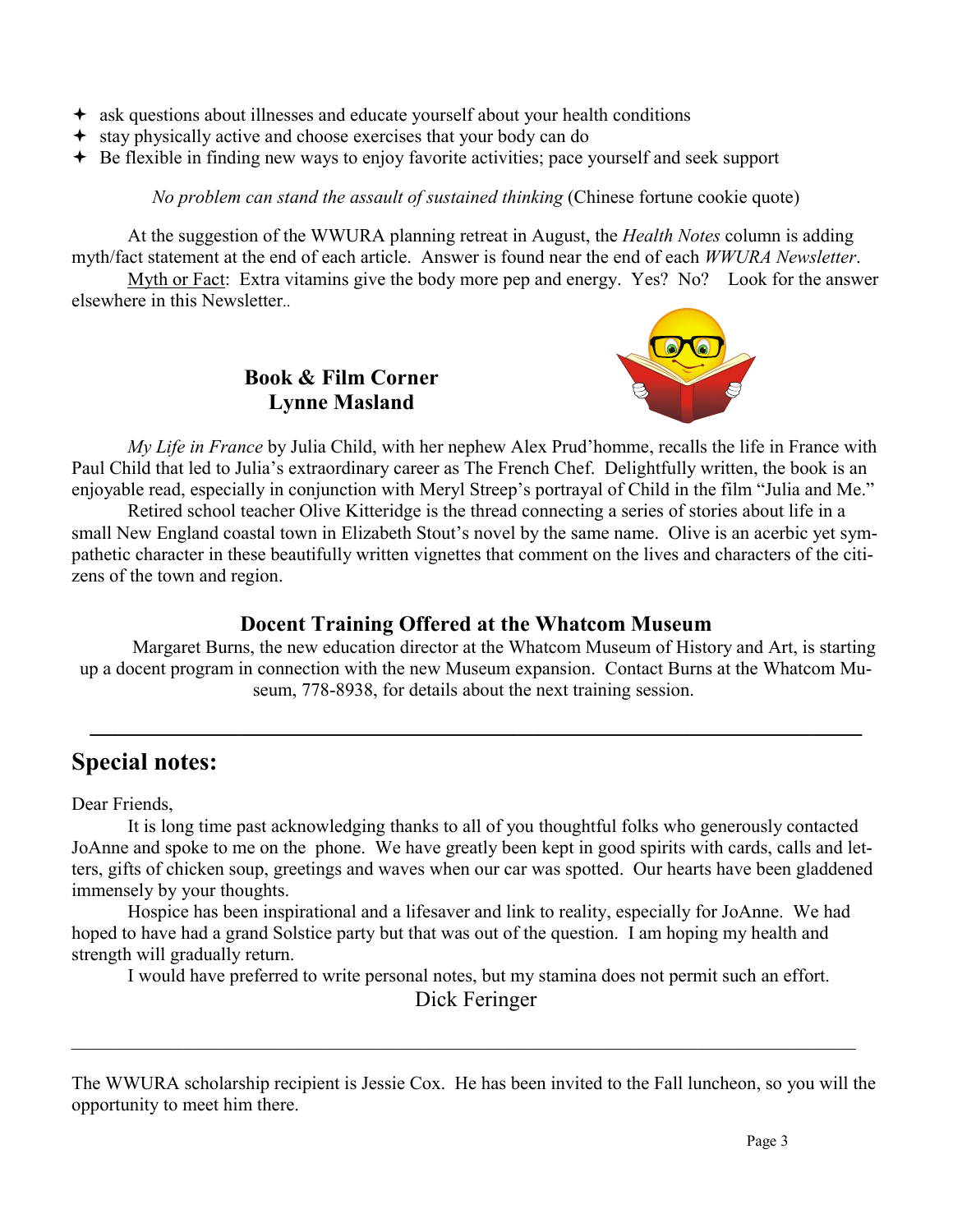- ask questions about illnesses and educate yourself about your health conditions
- stay physically active and choose exercises that your body can do
- Be flexible in finding new ways to enjoy favorite activities; pace yourself and seek support

*No problem can stand the assault of sustained thinking* (Chinese fortune cookie quote)

At the suggestion of the WWURA planning retreat in August, the *Health Notes* column is adding myth/fact statement at the end of each article. Answer is found near the end of each *WWURA Newsletter*.

Myth or Fact: Extra vitamins give the body more pep and energy. Yes? No? Look for the answer elsewhere in this Newsletter..

## Book & Film Corner
**Lynne Masland**

*My Life in France* by Julia Child, with her nephew Alex Prud'homme, recalls the life in France with Paul Child that led to Julia's extraordinary career as The French Chef. Delightfully written, the book is an enjoyable read, especially in conjunction with Meryl Streep's portrayal of Child in the film "Julia and Me."

Retired school teacher Olive Kitteridge is the thread connecting a series of stories about life in a small New England coastal town in Elizabeth Stout's novel by the same name. Olive is an acerbic yet sympathetic character in these beautifully written vignettes that comment on the lives and characters of the citizens of the town and region.

## Docent Training Offered at the Whatcom Museum

Margaret Burns, the new education director at the Whatcom Museum of History and Art, is starting up a docent program in connection with the new Museum expansion. Contact Burns at the Whatcom Museum, 778-8938, for details about the next training session.

---

## Special notes:

Dear Friends,

It is long time past acknowledging thanks to all of you thoughtful folks who generously contacted JoAnne and spoke to me on the phone. We have greatly been kept in good spirits with cards, calls and letters, gifts of chicken soup, greetings and waves when our car was spotted. Our hearts have been gladdened immensely by your thoughts.

Hospice has been inspirational and a lifesaver and link to reality, especially for JoAnne. We had hoped to have had a grand Solstice party but that was out of the question. I am hoping my health and strength will gradually return.

I would have preferred to write personal notes, but my stamina does not permit such an effort.

Dick Feringer

---

The WWURA scholarship recipient is Jessie Cox. He has been invited to the Fall luncheon, so you will the opportunity to meet him there.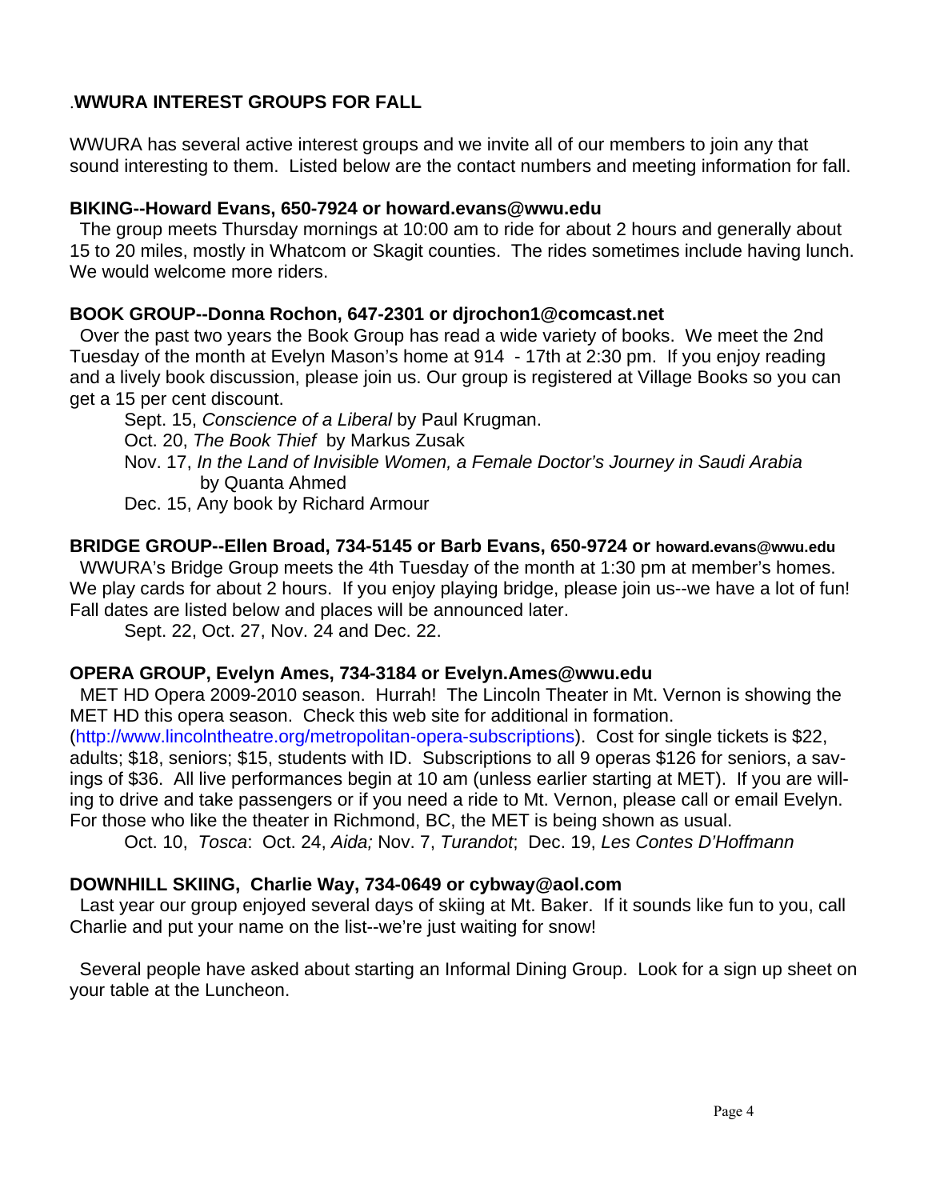## .WWURA INTEREST GROUPS FOR FALL

WWURA has several active interest groups and we invite all of our members to join any that sound interesting to them. Listed below are the contact numbers and meeting information for fall.

**BIKING--Howard Evans, 650-7924 or howard.evans@wwu.edu**

The group meets Thursday mornings at 10:00 am to ride for about 2 hours and generally about 15 to 20 miles, mostly in Whatcom or Skagit counties. The rides sometimes include having lunch. We would welcome more riders.

**BOOK GROUP--Donna Rochon, 647-2301 or djrochon1@comcast.net**

Over the past two years the Book Group has read a wide variety of books. We meet the 2nd Tuesday of the month at Evelyn Mason's home at 914 - 17th at 2:30 pm. If you enjoy reading and a lively book discussion, please join us. Our group is registered at Village Books so you can get a 15 per cent discount.

Sept. 15, *Conscience of a Liberal* by Paul Krugman.
Oct. 20, *The Book Thief* by Markus Zusak
Nov. 17, *In the Land of Invisible Women, a Female Doctor's Journey in Saudi Arabia* by Quanta Ahmed
Dec. 15, Any book by Richard Armour

**BRIDGE GROUP--Ellen Broad, 734-5145 or Barb Evans, 650-9724 or howard.evans@wwu.edu**

WWURA's Bridge Group meets the 4th Tuesday of the month at 1:30 pm at member's homes. We play cards for about 2 hours. If you enjoy playing bridge, please join us--we have a lot of fun! Fall dates are listed below and places will be announced later.

Sept. 22, Oct. 27, Nov. 24 and Dec. 22.

**OPERA GROUP, Evelyn Ames, 734-3184 or Evelyn.Ames@wwu.edu**

MET HD Opera 2009-2010 season. Hurrah! The Lincoln Theater in Mt. Vernon is showing the MET HD this opera season. Check this web site for additional in formation. (http://www.lincolntheatre.org/metropolitan-opera-subscriptions). Cost for single tickets is $22, adults; $18, seniors; $15, students with ID. Subscriptions to all 9 operas $126 for seniors, a savings of $36. All live performances begin at 10 am (unless earlier starting at MET). If you are willing to drive and take passengers or if you need a ride to Mt. Vernon, please call or email Evelyn. For those who like the theater in Richmond, BC, the MET is being shown as usual.

Oct. 10, *Tosca*: Oct. 24, *Aida;* Nov. 7, *Turandot*; Dec. 19, *Les Contes D'Hoffmann*

**DOWNHILL SKIING, Charlie Way, 734-0649 or cybway@aol.com**

Last year our group enjoyed several days of skiing at Mt. Baker. If it sounds like fun to you, call Charlie and put your name on the list--we're just waiting for snow!

Several people have asked about starting an Informal Dining Group. Look for a sign up sheet on your table at the Luncheon.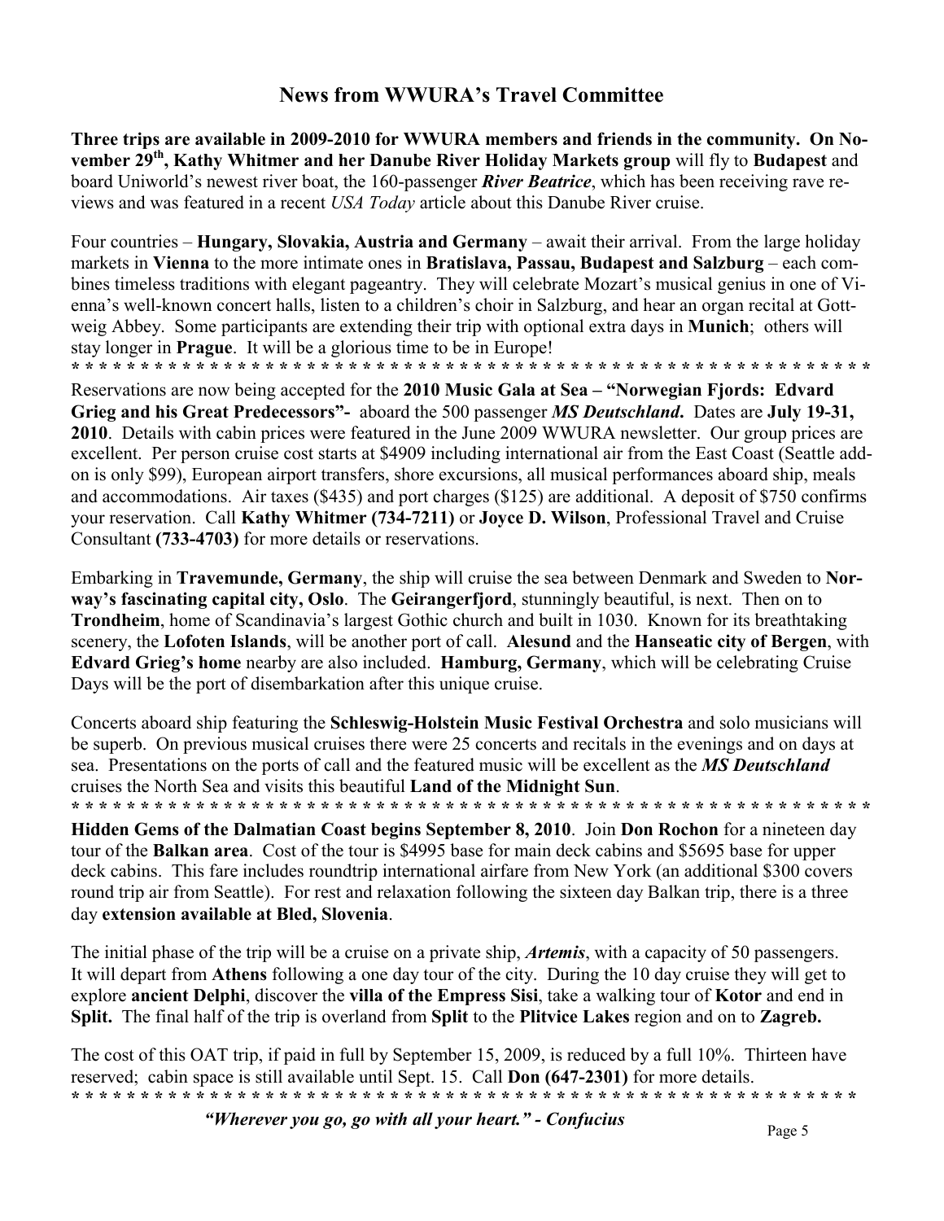## News from WWURA's Travel Committee

**Three trips are available in 2009-2010 for WWURA members and friends in the community. On November 29th, Kathy Whitmer and her Danube River Holiday Markets group** will fly to **Budapest** and board Uniworld's newest river boat, the 160-passenger ***River Beatrice***, which has been receiving rave reviews and was featured in a recent *USA Today* article about this Danube River cruise.

Four countries – **Hungary, Slovakia, Austria and Germany** – await their arrival. From the large holiday markets in **Vienna** to the more intimate ones in **Bratislava, Passau, Budapest and Salzburg** – each combines timeless traditions with elegant pageantry. They will celebrate Mozart's musical genius in one of Vienna's well-known concert halls, listen to a children's choir in Salzburg, and hear an organ recital at Gottweig Abbey. Some participants are extending their trip with optional extra days in **Munich**; others will stay longer in **Prague**. It will be a glorious time to be in Europe!

* * * * * * * * * * * * * * * * * * * * * * * * * * * * * * * * * * * * * * * * * * * * * * * * * * * * * * * * * * * *

Reservations are now being accepted for the **2010 Music Gala at Sea – "Norwegian Fjords: Edvard Grieg and his Great Predecessors"-** aboard the 500 passenger ***MS Deutschland*.** Dates are **July 19-31, 2010**. Details with cabin prices were featured in the June 2009 WWURA newsletter. Our group prices are excellent. Per person cruise cost starts at $4909 including international air from the East Coast (Seattle add-on is only $99), European airport transfers, shore excursions, all musical performances aboard ship, meals and accommodations. Air taxes ($435) and port charges ($125) are additional. A deposit of $750 confirms your reservation. Call **Kathy Whitmer (734-7211)** or **Joyce D. Wilson**, Professional Travel and Cruise Consultant **(733-4703)** for more details or reservations.

Embarking in **Travemunde, Germany**, the ship will cruise the sea between Denmark and Sweden to **Norway's fascinating capital city, Oslo**. The **Geirangerfjord**, stunningly beautiful, is next. Then on to **Trondheim**, home of Scandinavia's largest Gothic church and built in 1030. Known for its breathtaking scenery, the **Lofoten Islands**, will be another port of call. **Alesund** and the **Hanseatic city of Bergen**, with **Edvard Grieg's home** nearby are also included. **Hamburg, Germany**, which will be celebrating Cruise Days will be the port of disembarkation after this unique cruise.

Concerts aboard ship featuring the **Schleswig-Holstein Music Festival Orchestra** and solo musicians will be superb. On previous musical cruises there were 25 concerts and recitals in the evenings and on days at sea. Presentations on the ports of call and the featured music will be excellent as the ***MS Deutschland*** cruises the North Sea and visits this beautiful **Land of the Midnight Sun**.

* * * * * * * * * * * * * * * * * * * * * * * * * * * * * * * * * * * * * * * * * * * * * * * * * * * * * * * * * * * *

**Hidden Gems of the Dalmatian Coast begins September 8, 2010**. Join **Don Rochon** for a nineteen day tour of the **Balkan area**. Cost of the tour is $4995 base for main deck cabins and $5695 base for upper deck cabins. This fare includes roundtrip international airfare from New York (an additional $300 covers round trip air from Seattle). For rest and relaxation following the sixteen day Balkan trip, there is a three day **extension available at Bled, Slovenia**.

The initial phase of the trip will be a cruise on a private ship, ***Artemis***, with a capacity of 50 passengers. It will depart from **Athens** following a one day tour of the city. During the 10 day cruise they will get to explore **ancient Delphi**, discover the **villa of the Empress Sisi**, take a walking tour of **Kotor** and end in **Split.** The final half of the trip is overland from **Split** to the **Plitvice Lakes** region and on to **Zagreb.**

The cost of this OAT trip, if paid in full by September 15, 2009, is reduced by a full 10%. Thirteen have reserved; cabin space is still available until Sept. 15. Call **Don (647-2301)** for more details.

* * * * * * * * * * * * * * * * * * * * * * * * * * * * * * * * * * * * * * * * * * * * * * * * * * * * * * * * * * * *

***"Wherever you go, go with all your heart." - Confucius***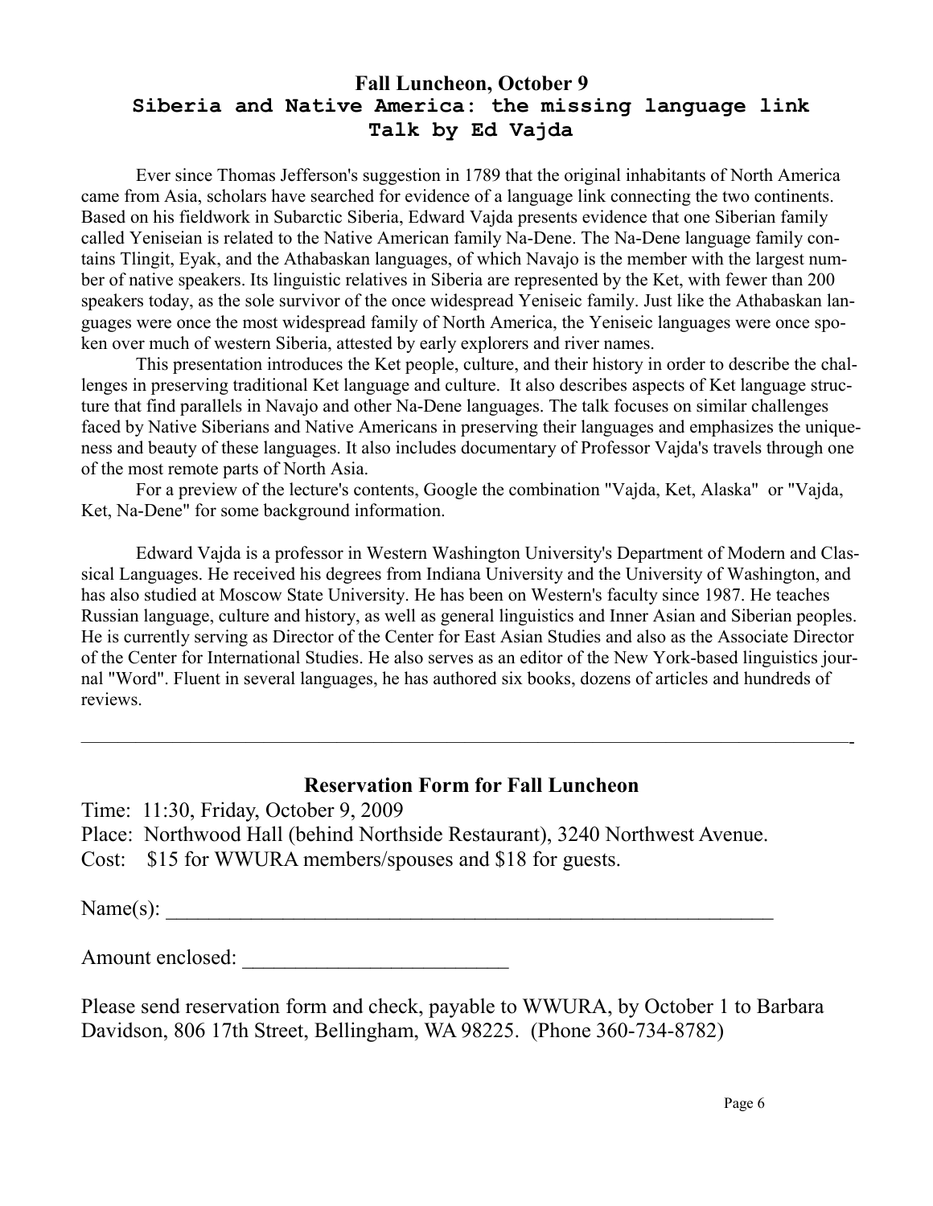## Fall Luncheon, October 9

### Siberia and Native America: the missing language link

### Talk by Ed Vajda

Ever since Thomas Jefferson's suggestion in 1789 that the original inhabitants of North America came from Asia, scholars have searched for evidence of a language link connecting the two continents. Based on his fieldwork in Subarctic Siberia, Edward Vajda presents evidence that one Siberian family called Yeniseian is related to the Native American family Na-Dene. The Na-Dene language family contains Tlingit, Eyak, and the Athabaskan languages, of which Navajo is the member with the largest number of native speakers. Its linguistic relatives in Siberia are represented by the Ket, with fewer than 200 speakers today, as the sole survivor of the once widespread Yeniseic family. Just like the Athabaskan languages were once the most widespread family of North America, the Yeniseic languages were once spoken over much of western Siberia, attested by early explorers and river names.

This presentation introduces the Ket people, culture, and their history in order to describe the challenges in preserving traditional Ket language and culture. It also describes aspects of Ket language structure that find parallels in Navajo and other Na-Dene languages. The talk focuses on similar challenges faced by Native Siberians and Native Americans in preserving their languages and emphasizes the uniqueness and beauty of these languages. It also includes documentary of Professor Vajda's travels through one of the most remote parts of North Asia.

For a preview of the lecture's contents, Google the combination "Vajda, Ket, Alaska" or "Vajda, Ket, Na-Dene" for some background information.

Edward Vajda is a professor in Western Washington University's Department of Modern and Classical Languages. He received his degrees from Indiana University and the University of Washington, and has also studied at Moscow State University. He has been on Western's faculty since 1987. He teaches Russian language, culture and history, as well as general linguistics and Inner Asian and Siberian peoples. He is currently serving as Director of the Center for East Asian Studies and also as the Associate Director of the Center for International Studies. He also serves as an editor of the New York-based linguistics journal "Word". Fluent in several languages, he has authored six books, dozens of articles and hundreds of reviews.

---

## Reservation Form for Fall Luncheon

Time: 11:30, Friday, October 9, 2009

Place: Northwood Hall (behind Northside Restaurant), 3240 Northwest Avenue.

Cost: $15 for WWURA members/spouses and $18 for guests.

Name(s): ___________________________________________________

Amount enclosed: ________________________

Please send reservation form and check, payable to WWURA, by October 1 to Barbara Davidson, 806 17th Street, Bellingham, WA 98225. (Phone 360-734-8782)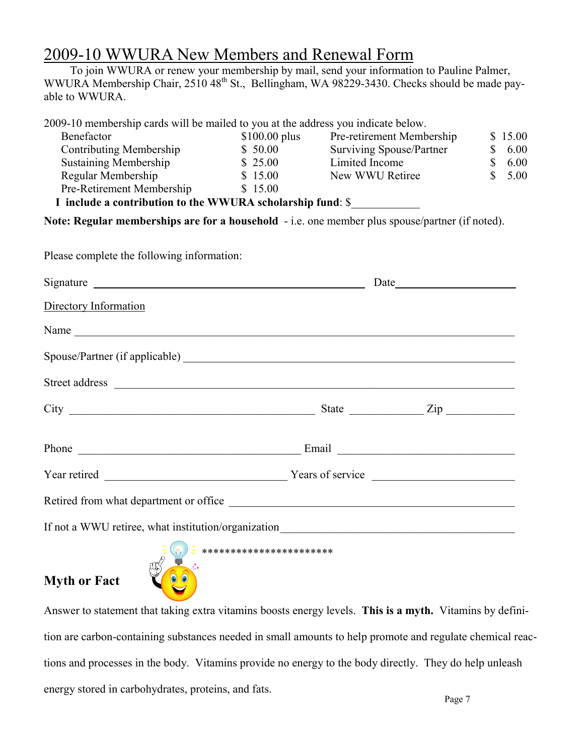# 2009-10 WWURA New Members and Renewal Form

To join WWURA or renew your membership by mail, send your information to Pauline Palmer, WWURA Membership Chair, 2510 48th St., Bellingham, WA 98229-3430. Checks should be made payable to WWURA.

2009-10 membership cards will be mailed to you at the address you indicate below.

| | | | |
|---|---|---|---|
| Benefactor | $100.00 plus | Pre-retirement Membership | $ 15.00 |
| Contributing Membership | $ 50.00 | Surviving Spouse/Partner | $ 6.00 |
| Sustaining Membership | $ 25.00 | Limited Income | $ 6.00 |
| Regular Membership | $ 15.00 | New WWU Retiree | $ 5.00 |
| Pre-Retirement Membership | $ 15.00 | | |

**I include a contribution to the WWURA scholarship fund**: $____________

**Note: Regular memberships are for a household** - i.e. one member plus spouse/partner (if noted).

Please complete the following information:

Signature ______________________________________________ Date____________________

Directory Information

Name ______________________________________________________________________

Spouse/Partner (if applicable) _________________________________________________

Street address _______________________________________________________________

City _______________________________________ State ____________ Zip ___________

Phone ____________________________________ Email ____________________________

Year retired ________________________________ Years of service _______________________

Retired from what department or office ___________________________________________

If not a WWU retiree, what institution/organization_________________________________

**********************

## Myth or Fact

Answer to statement that taking extra vitamins boosts energy levels. **This is a myth.** Vitamins by definition are carbon-containing substances needed in small amounts to help promote and regulate chemical reactions and processes in the body. Vitamins provide no energy to the body directly. They do help unleash energy stored in carbohydrates, proteins, and fats.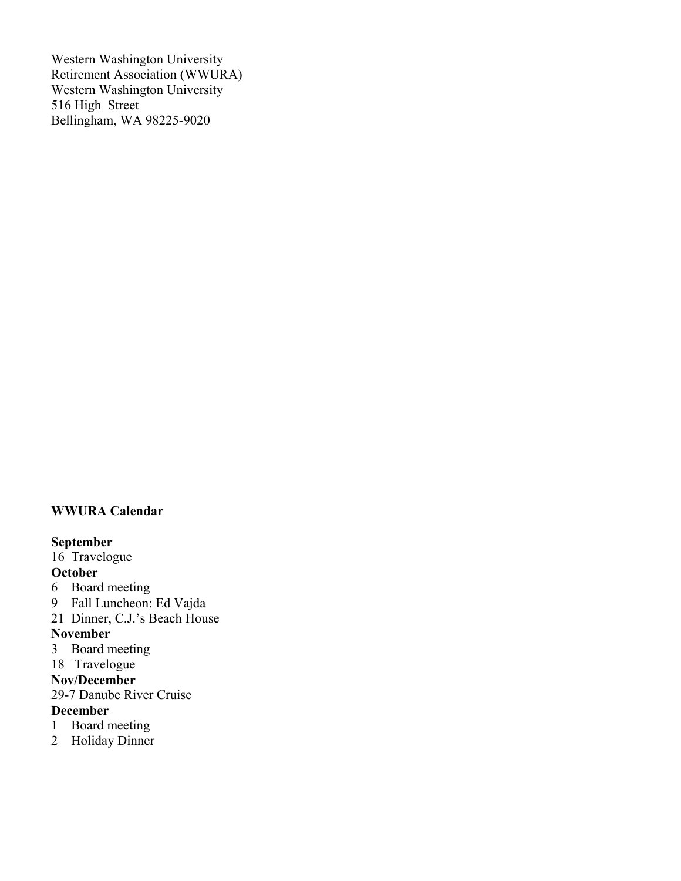Western Washington University
Retirement Association (WWURA)
Western Washington University
516 High Street
Bellingham, WA 98225-9020

**WWURA Calendar**

**September**
16 Travelogue
**October**
6 Board meeting
9 Fall Luncheon: Ed Vajda
21 Dinner, C.J.'s Beach House
**November**
3 Board meeting
18 Travelogue
**Nov/December**
29-7 Danube River Cruise
**December**
1 Board meeting
2 Holiday Dinner